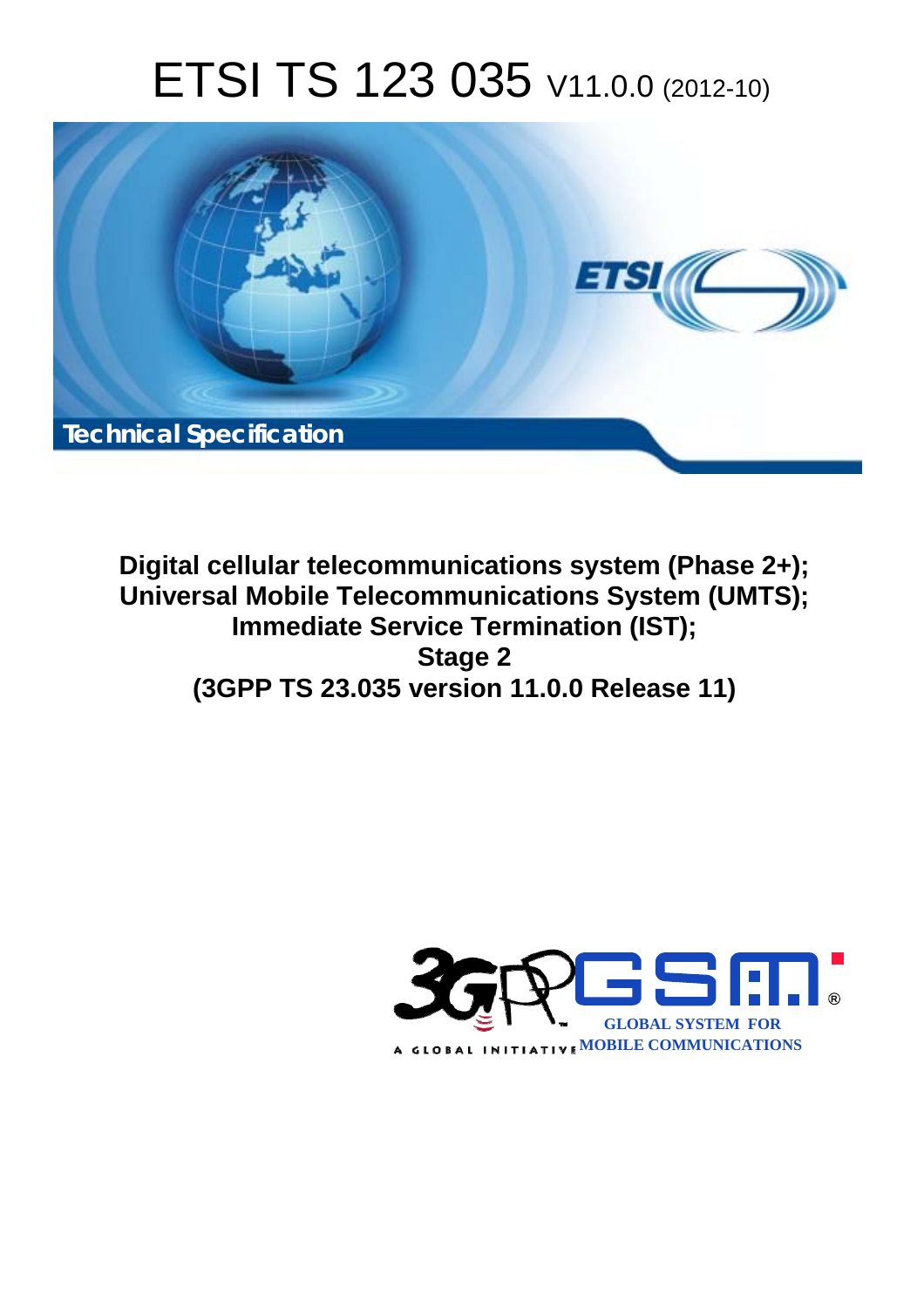# ETSI TS 123 035 V11.0.0 (2012-10)

**Technical Specification**

**Digital cellular telecommunications system (Phase 2+);**
**Universal Mobile Telecommunications System (UMTS);**
**Immediate Service Termination (IST);**
**Stage 2**
**(3GPP TS 23.035 version 11.0.0 Release 11)**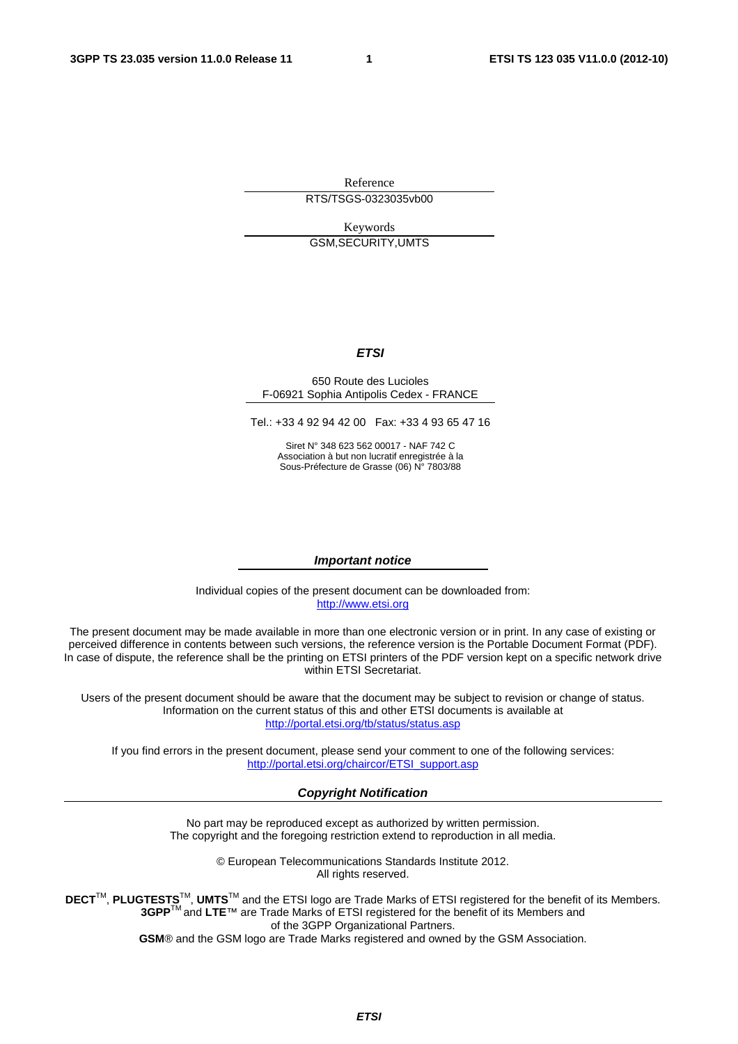Reference

RTS/TSGS-0323035vb00

Keywords

GSM,SECURITY,UMTS

***ETSI***

650 Route des Lucioles
F-06921 Sophia Antipolis Cedex - FRANCE

Tel.: +33 4 92 94 42 00 Fax: +33 4 93 65 47 16

Siret N° 348 623 562 00017 - NAF 742 C
Association à but non lucratif enregistrée à la
Sous-Préfecture de Grasse (06) N° 7803/88

***Important notice***

Individual copies of the present document can be downloaded from:
http://www.etsi.org

The present document may be made available in more than one electronic version or in print. In any case of existing or perceived difference in contents between such versions, the reference version is the Portable Document Format (PDF). In case of dispute, the reference shall be the printing on ETSI printers of the PDF version kept on a specific network drive within ETSI Secretariat.

Users of the present document should be aware that the document may be subject to revision or change of status. Information on the current status of this and other ETSI documents is available at
http://portal.etsi.org/tb/status/status.asp

If you find errors in the present document, please send your comment to one of the following services:
http://portal.etsi.org/chaircor/ETSI_support.asp

***Copyright Notification***

No part may be reproduced except as authorized by written permission.
The copyright and the foregoing restriction extend to reproduction in all media.

© European Telecommunications Standards Institute 2012.
All rights reserved.

**DECT**™, **PLUGTESTS**™, **UMTS**™ and the ETSI logo are Trade Marks of ETSI registered for the benefit of its Members.
**3GPP**™ and **LTE**™ are Trade Marks of ETSI registered for the benefit of its Members and of the 3GPP Organizational Partners.
**GSM**® and the GSM logo are Trade Marks registered and owned by the GSM Association.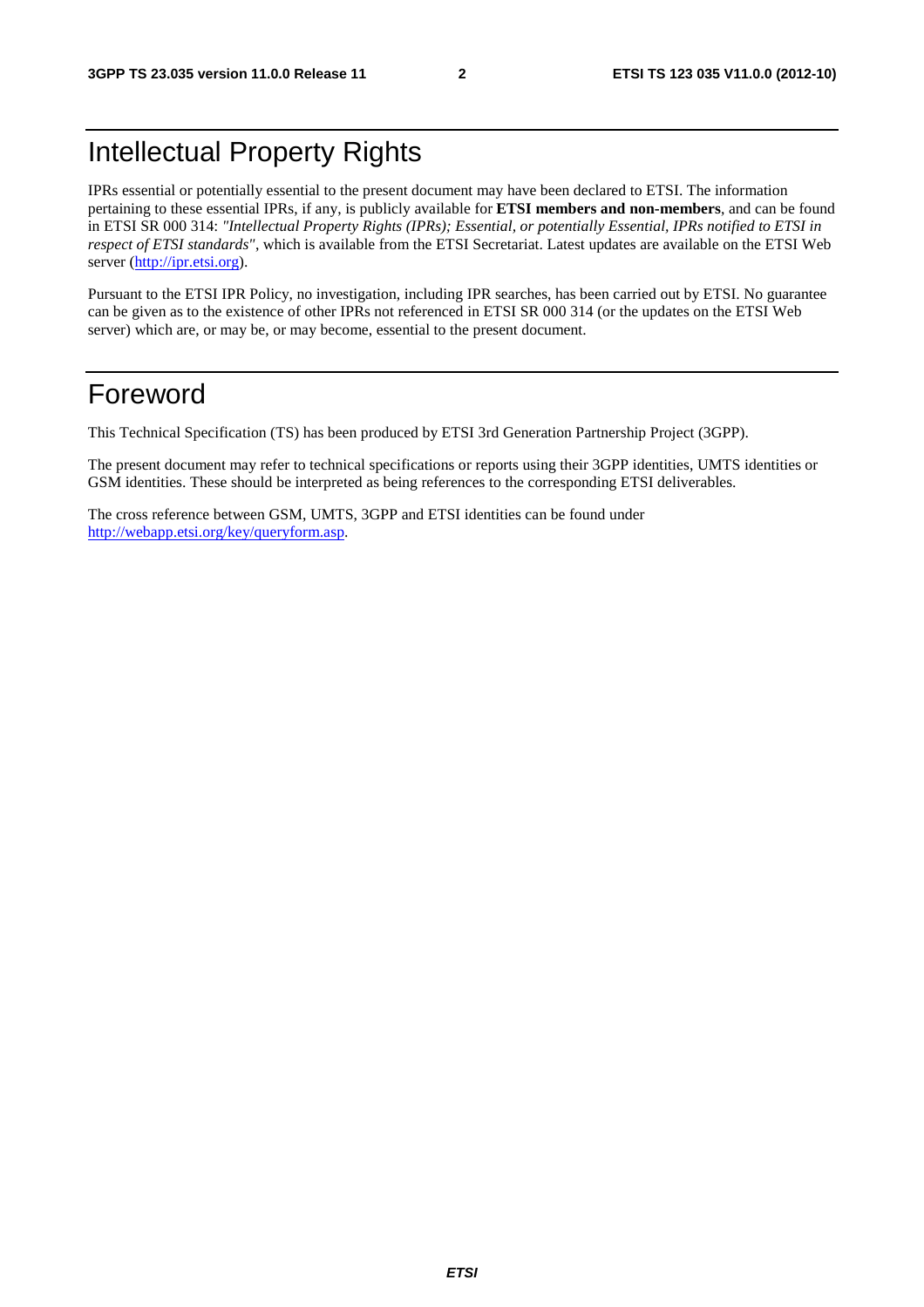# Intellectual Property Rights

IPRs essential or potentially essential to the present document may have been declared to ETSI. The information pertaining to these essential IPRs, if any, is publicly available for **ETSI members and non-members**, and can be found in ETSI SR 000 314: *"Intellectual Property Rights (IPRs); Essential, or potentially Essential, IPRs notified to ETSI in respect of ETSI standards"*, which is available from the ETSI Secretariat. Latest updates are available on the ETSI Web server (http://ipr.etsi.org).

Pursuant to the ETSI IPR Policy, no investigation, including IPR searches, has been carried out by ETSI. No guarantee can be given as to the existence of other IPRs not referenced in ETSI SR 000 314 (or the updates on the ETSI Web server) which are, or may be, or may become, essential to the present document.

# Foreword

This Technical Specification (TS) has been produced by ETSI 3rd Generation Partnership Project (3GPP).

The present document may refer to technical specifications or reports using their 3GPP identities, UMTS identities or GSM identities. These should be interpreted as being references to the corresponding ETSI deliverables.

The cross reference between GSM, UMTS, 3GPP and ETSI identities can be found under http://webapp.etsi.org/key/queryform.asp.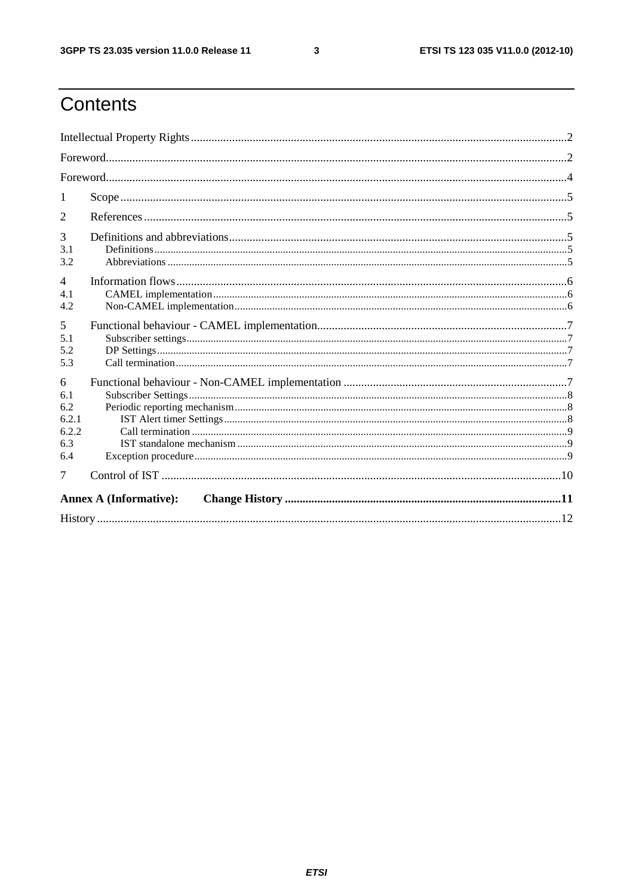# Contents

Intellectual Property Rights ..... 2

Foreword ..... 2

Foreword ..... 4

1 Scope ..... 5

2 References ..... 5

3 Definitions and abbreviations ..... 5

3.1 Definitions ..... 5

3.2 Abbreviations ..... 5

4 Information flows ..... 6

4.1 CAMEL implementation ..... 6

4.2 Non-CAMEL implementation ..... 6

5 Functional behaviour - CAMEL implementation ..... 7

5.1 Subscriber settings ..... 7

5.2 DP Settings ..... 7

5.3 Call termination ..... 7

6 Functional behaviour - Non-CAMEL implementation ..... 7

6.1 Subscriber Settings ..... 8

6.2 Periodic reporting mechanism ..... 8

6.2.1 IST Alert timer Settings ..... 8

6.2.2 Call termination ..... 9

6.3 IST standalone mechanism ..... 9

6.4 Exception procedure ..... 9

7 Control of IST ..... 10

**Annex A (Informative): Change History ..... 11**

History ..... 12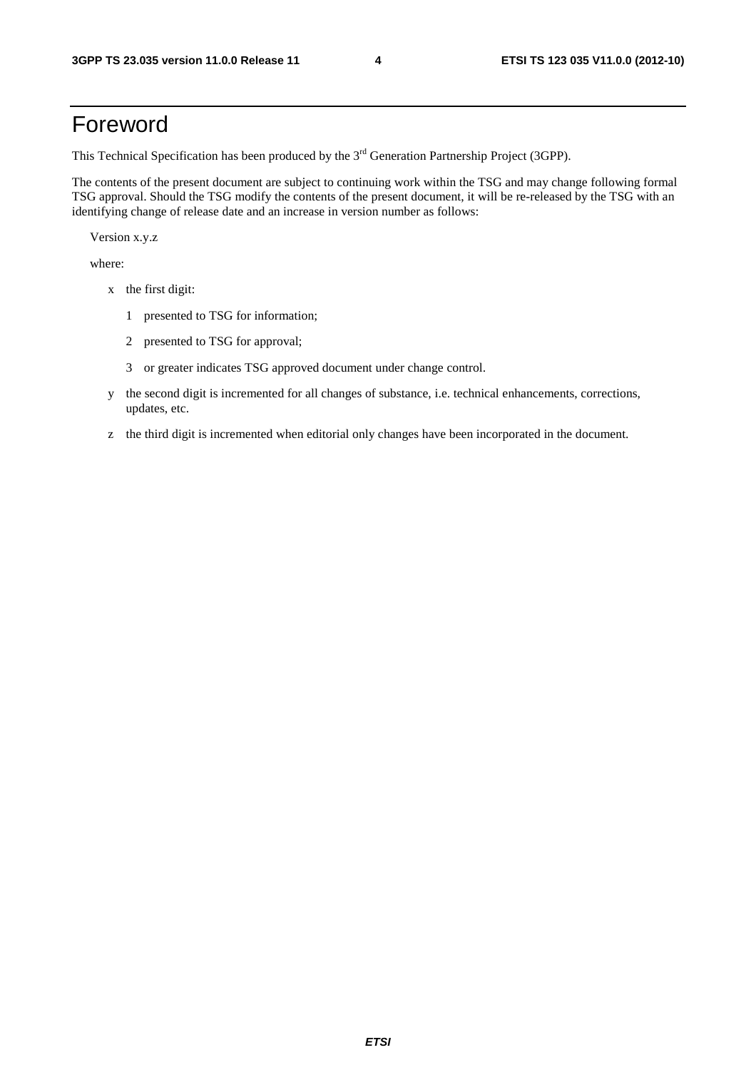# Foreword

This Technical Specification has been produced by the 3rd Generation Partnership Project (3GPP).

The contents of the present document are subject to continuing work within the TSG and may change following formal TSG approval. Should the TSG modify the contents of the present document, it will be re-released by the TSG with an identifying change of release date and an increase in version number as follows:

Version x.y.z

where:

- x the first digit:
  - 1 presented to TSG for information;
  - 2 presented to TSG for approval;
  - 3 or greater indicates TSG approved document under change control.
- y the second digit is incremented for all changes of substance, i.e. technical enhancements, corrections, updates, etc.
- z the third digit is incremented when editorial only changes have been incorporated in the document.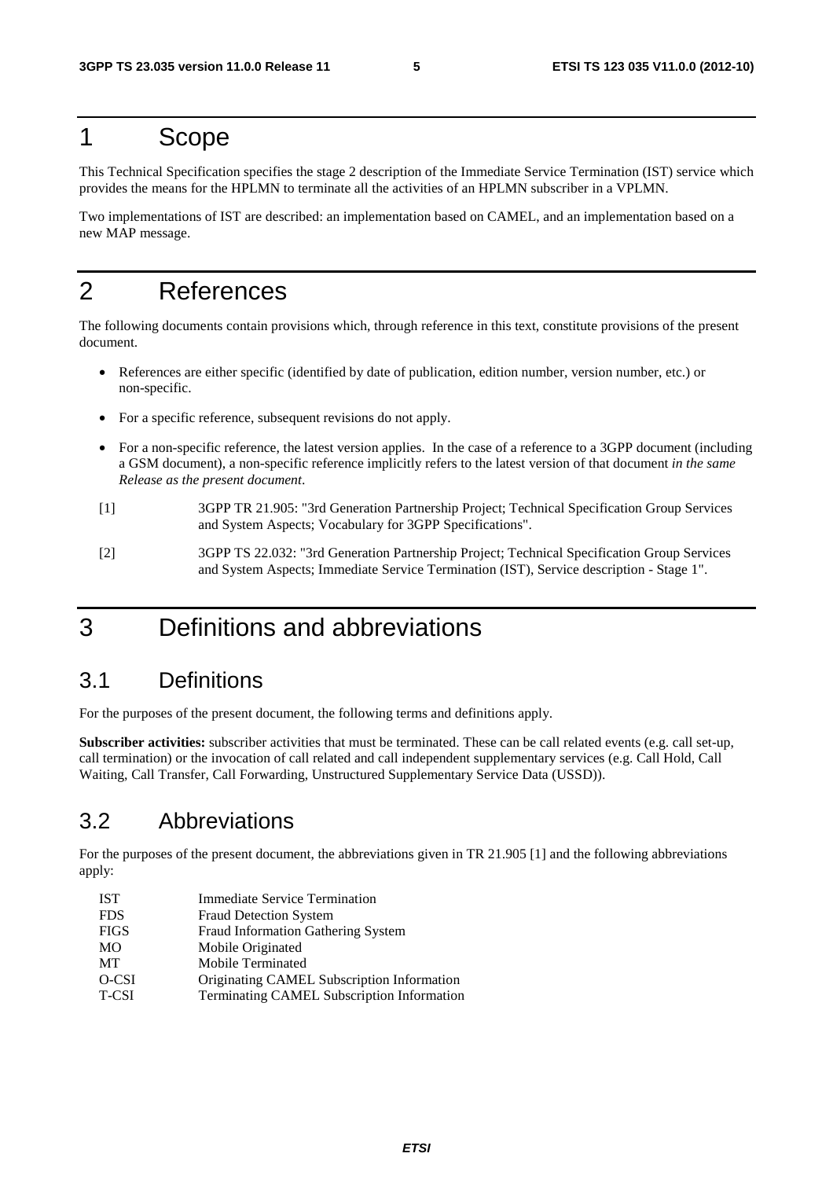# 1 Scope

This Technical Specification specifies the stage 2 description of the Immediate Service Termination (IST) service which provides the means for the HPLMN to terminate all the activities of an HPLMN subscriber in a VPLMN.

Two implementations of IST are described: an implementation based on CAMEL, and an implementation based on a new MAP message.

# 2 References

The following documents contain provisions which, through reference in this text, constitute provisions of the present document.

- References are either specific (identified by date of publication, edition number, version number, etc.) or non-specific.
- For a specific reference, subsequent revisions do not apply.
- For a non-specific reference, the latest version applies. In the case of a reference to a 3GPP document (including a GSM document), a non-specific reference implicitly refers to the latest version of that document *in the same Release as the present document*.

[1] 3GPP TR 21.905: "3rd Generation Partnership Project; Technical Specification Group Services and System Aspects; Vocabulary for 3GPP Specifications".

[2] 3GPP TS 22.032: "3rd Generation Partnership Project; Technical Specification Group Services and System Aspects; Immediate Service Termination (IST), Service description - Stage 1".

# 3 Definitions and abbreviations

## 3.1 Definitions

For the purposes of the present document, the following terms and definitions apply.

**Subscriber activities:** subscriber activities that must be terminated. These can be call related events (e.g. call set-up, call termination) or the invocation of call related and call independent supplementary services (e.g. Call Hold, Call Waiting, Call Transfer, Call Forwarding, Unstructured Supplementary Service Data (USSD)).

## 3.2 Abbreviations

For the purposes of the present document, the abbreviations given in TR 21.905 [1] and the following abbreviations apply:

| | |
|---|---|
| IST | Immediate Service Termination |
| FDS | Fraud Detection System |
| FIGS | Fraud Information Gathering System |
| MO | Mobile Originated |
| MT | Mobile Terminated |
| O-CSI | Originating CAMEL Subscription Information |
| T-CSI | Terminating CAMEL Subscription Information |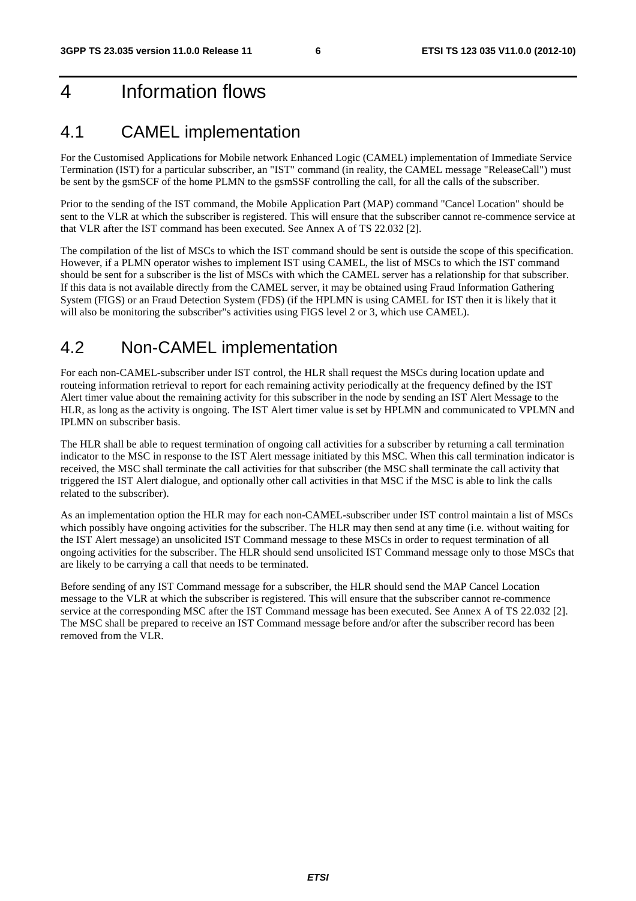# 4 Information flows

## 4.1 CAMEL implementation

For the Customised Applications for Mobile network Enhanced Logic (CAMEL) implementation of Immediate Service Termination (IST) for a particular subscriber, an "IST" command (in reality, the CAMEL message "ReleaseCall") must be sent by the gsmSCF of the home PLMN to the gsmSSF controlling the call, for all the calls of the subscriber.

Prior to the sending of the IST command, the Mobile Application Part (MAP) command "Cancel Location" should be sent to the VLR at which the subscriber is registered. This will ensure that the subscriber cannot re-commence service at that VLR after the IST command has been executed. See Annex A of TS 22.032 [2].

The compilation of the list of MSCs to which the IST command should be sent is outside the scope of this specification. However, if a PLMN operator wishes to implement IST using CAMEL, the list of MSCs to which the IST command should be sent for a subscriber is the list of MSCs with which the CAMEL server has a relationship for that subscriber. If this data is not available directly from the CAMEL server, it may be obtained using Fraud Information Gathering System (FIGS) or an Fraud Detection System (FDS) (if the HPLMN is using CAMEL for IST then it is likely that it will also be monitoring the subscriber"s activities using FIGS level 2 or 3, which use CAMEL).

## 4.2 Non-CAMEL implementation

For each non-CAMEL-subscriber under IST control, the HLR shall request the MSCs during location update and routeing information retrieval to report for each remaining activity periodically at the frequency defined by the IST Alert timer value about the remaining activity for this subscriber in the node by sending an IST Alert Message to the HLR, as long as the activity is ongoing. The IST Alert timer value is set by HPLMN and communicated to VPLMN and IPLMN on subscriber basis.

The HLR shall be able to request termination of ongoing call activities for a subscriber by returning a call termination indicator to the MSC in response to the IST Alert message initiated by this MSC. When this call termination indicator is received, the MSC shall terminate the call activities for that subscriber (the MSC shall terminate the call activity that triggered the IST Alert dialogue, and optionally other call activities in that MSC if the MSC is able to link the calls related to the subscriber).

As an implementation option the HLR may for each non-CAMEL-subscriber under IST control maintain a list of MSCs which possibly have ongoing activities for the subscriber. The HLR may then send at any time (i.e. without waiting for the IST Alert message) an unsolicited IST Command message to these MSCs in order to request termination of all ongoing activities for the subscriber. The HLR should send unsolicited IST Command message only to those MSCs that are likely to be carrying a call that needs to be terminated.

Before sending of any IST Command message for a subscriber, the HLR should send the MAP Cancel Location message to the VLR at which the subscriber is registered. This will ensure that the subscriber cannot re-commence service at the corresponding MSC after the IST Command message has been executed. See Annex A of TS 22.032 [2]. The MSC shall be prepared to receive an IST Command message before and/or after the subscriber record has been removed from the VLR.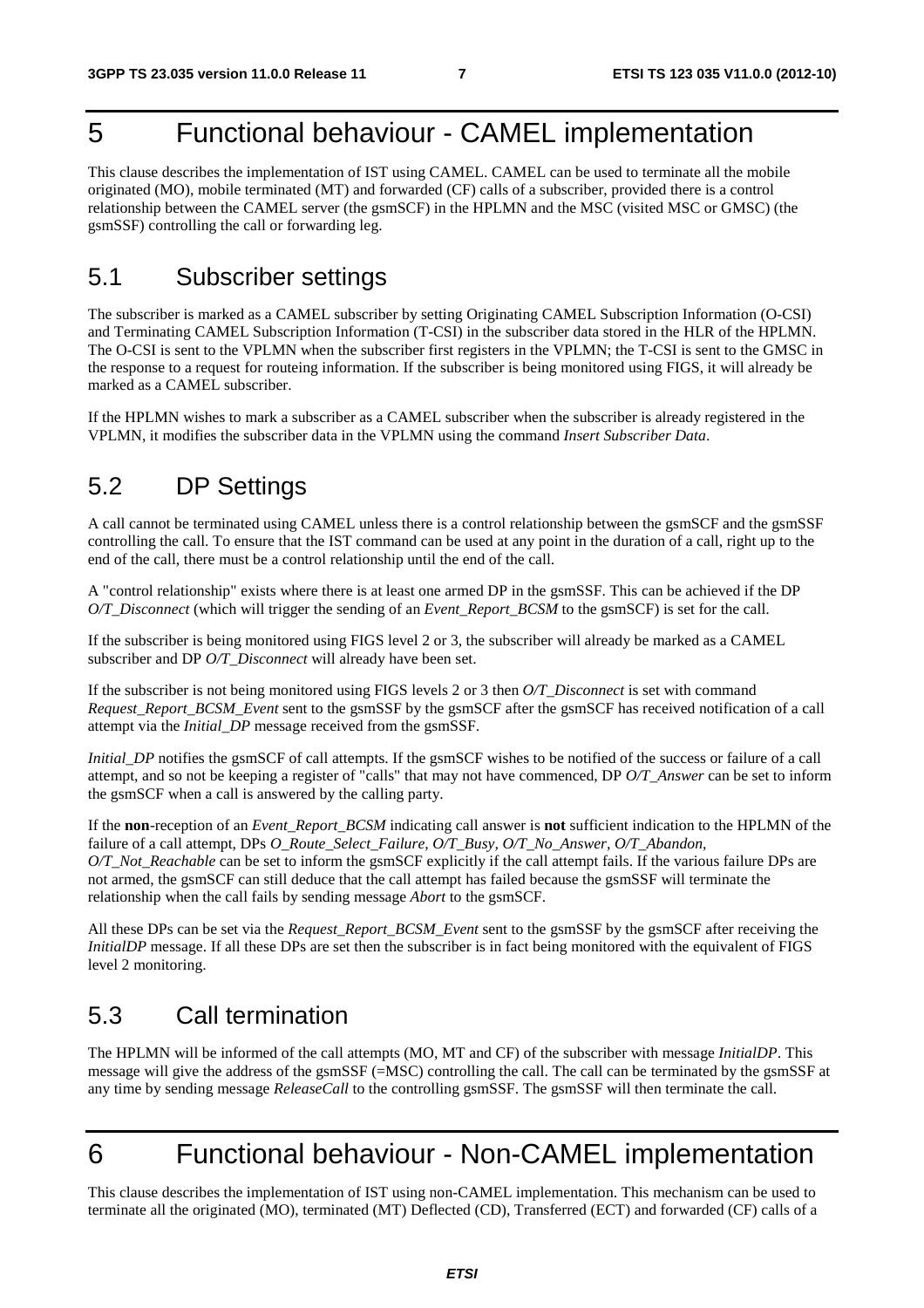# 5 Functional behaviour - CAMEL implementation

This clause describes the implementation of IST using CAMEL. CAMEL can be used to terminate all the mobile originated (MO), mobile terminated (MT) and forwarded (CF) calls of a subscriber, provided there is a control relationship between the CAMEL server (the gsmSCF) in the HPLMN and the MSC (visited MSC or GMSC) (the gsmSSF) controlling the call or forwarding leg.

## 5.1 Subscriber settings

The subscriber is marked as a CAMEL subscriber by setting Originating CAMEL Subscription Information (O-CSI) and Terminating CAMEL Subscription Information (T-CSI) in the subscriber data stored in the HLR of the HPLMN. The O-CSI is sent to the VPLMN when the subscriber first registers in the VPLMN; the T-CSI is sent to the GMSC in the response to a request for routeing information. If the subscriber is being monitored using FIGS, it will already be marked as a CAMEL subscriber.

If the HPLMN wishes to mark a subscriber as a CAMEL subscriber when the subscriber is already registered in the VPLMN, it modifies the subscriber data in the VPLMN using the command *Insert Subscriber Data*.

## 5.2 DP Settings

A call cannot be terminated using CAMEL unless there is a control relationship between the gsmSCF and the gsmSSF controlling the call. To ensure that the IST command can be used at any point in the duration of a call, right up to the end of the call, there must be a control relationship until the end of the call.

A "control relationship" exists where there is at least one armed DP in the gsmSSF. This can be achieved if the DP *O/T_Disconnect* (which will trigger the sending of an *Event_Report_BCSM* to the gsmSCF) is set for the call.

If the subscriber is being monitored using FIGS level 2 or 3, the subscriber will already be marked as a CAMEL subscriber and DP *O/T_Disconnect* will already have been set.

If the subscriber is not being monitored using FIGS levels 2 or 3 then *O/T_Disconnect* is set with command *Request_Report_BCSM_Event* sent to the gsmSSF by the gsmSCF after the gsmSCF has received notification of a call attempt via the *Initial_DP* message received from the gsmSSF.

*Initial_DP* notifies the gsmSCF of call attempts. If the gsmSCF wishes to be notified of the success or failure of a call attempt, and so not be keeping a register of "calls" that may not have commenced, DP *O/T_Answer* can be set to inform the gsmSCF when a call is answered by the calling party.

If the **non**-reception of an *Event_Report_BCSM* indicating call answer is **not** sufficient indication to the HPLMN of the failure of a call attempt, DPs *O_Route_Select_Failure, O/T_Busy, O/T_No_Answer, O/T_Abandon, O/T_Not_Reachable* can be set to inform the gsmSCF explicitly if the call attempt fails. If the various failure DPs are not armed, the gsmSCF can still deduce that the call attempt has failed because the gsmSSF will terminate the relationship when the call fails by sending message *Abort* to the gsmSCF.

All these DPs can be set via the *Request_Report_BCSM_Event* sent to the gsmSSF by the gsmSCF after receiving the *InitialDP* message. If all these DPs are set then the subscriber is in fact being monitored with the equivalent of FIGS level 2 monitoring.

## 5.3 Call termination

The HPLMN will be informed of the call attempts (MO, MT and CF) of the subscriber with message *InitialDP*. This message will give the address of the gsmSSF (=MSC) controlling the call. The call can be terminated by the gsmSSF at any time by sending message *ReleaseCall* to the controlling gsmSSF. The gsmSSF will then terminate the call.

# 6 Functional behaviour - Non-CAMEL implementation

This clause describes the implementation of IST using non-CAMEL implementation. This mechanism can be used to terminate all the originated (MO), terminated (MT) Deflected (CD), Transferred (ECT) and forwarded (CF) calls of a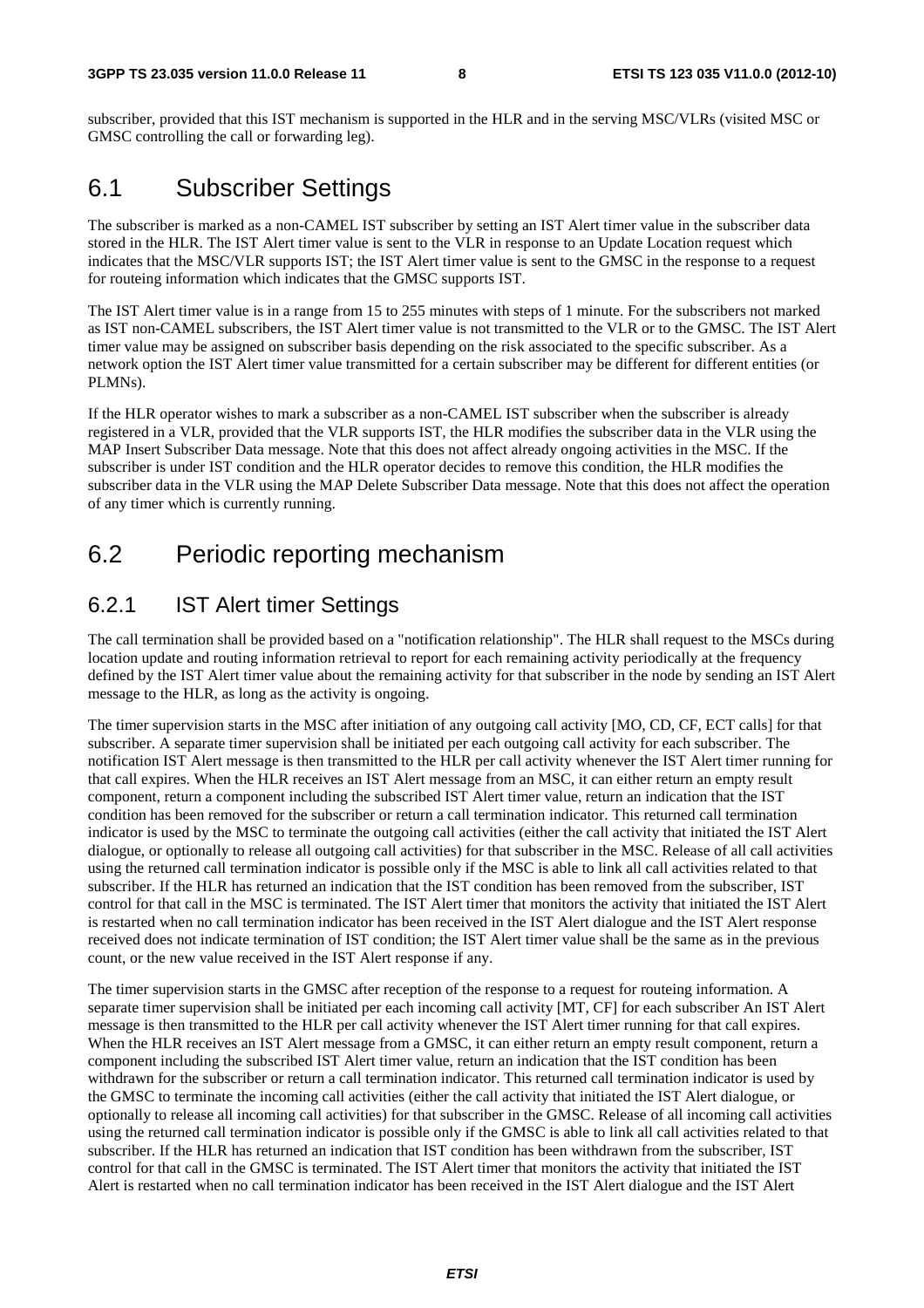subscriber, provided that this IST mechanism is supported in the HLR and in the serving MSC/VLRs (visited MSC or GMSC controlling the call or forwarding leg).

## 6.1 Subscriber Settings

The subscriber is marked as a non-CAMEL IST subscriber by setting an IST Alert timer value in the subscriber data stored in the HLR. The IST Alert timer value is sent to the VLR in response to an Update Location request which indicates that the MSC/VLR supports IST; the IST Alert timer value is sent to the GMSC in the response to a request for routeing information which indicates that the GMSC supports IST.

The IST Alert timer value is in a range from 15 to 255 minutes with steps of 1 minute. For the subscribers not marked as IST non-CAMEL subscribers, the IST Alert timer value is not transmitted to the VLR or to the GMSC. The IST Alert timer value may be assigned on subscriber basis depending on the risk associated to the specific subscriber. As a network option the IST Alert timer value transmitted for a certain subscriber may be different for different entities (or PLMNs).

If the HLR operator wishes to mark a subscriber as a non-CAMEL IST subscriber when the subscriber is already registered in a VLR, provided that the VLR supports IST, the HLR modifies the subscriber data in the VLR using the MAP Insert Subscriber Data message. Note that this does not affect already ongoing activities in the MSC. If the subscriber is under IST condition and the HLR operator decides to remove this condition, the HLR modifies the subscriber data in the VLR using the MAP Delete Subscriber Data message. Note that this does not affect the operation of any timer which is currently running.

## 6.2 Periodic reporting mechanism

### 6.2.1 IST Alert timer Settings

The call termination shall be provided based on a "notification relationship". The HLR shall request to the MSCs during location update and routing information retrieval to report for each remaining activity periodically at the frequency defined by the IST Alert timer value about the remaining activity for that subscriber in the node by sending an IST Alert message to the HLR, as long as the activity is ongoing.

The timer supervision starts in the MSC after initiation of any outgoing call activity [MO, CD, CF, ECT calls] for that subscriber. A separate timer supervision shall be initiated per each outgoing call activity for each subscriber. The notification IST Alert message is then transmitted to the HLR per call activity whenever the IST Alert timer running for that call expires. When the HLR receives an IST Alert message from an MSC, it can either return an empty result component, return a component including the subscribed IST Alert timer value, return an indication that the IST condition has been removed for the subscriber or return a call termination indicator. This returned call termination indicator is used by the MSC to terminate the outgoing call activities (either the call activity that initiated the IST Alert dialogue, or optionally to release all outgoing call activities) for that subscriber in the MSC. Release of all call activities using the returned call termination indicator is possible only if the MSC is able to link all call activities related to that subscriber. If the HLR has returned an indication that the IST condition has been removed from the subscriber, IST control for that call in the MSC is terminated. The IST Alert timer that monitors the activity that initiated the IST Alert is restarted when no call termination indicator has been received in the IST Alert dialogue and the IST Alert response received does not indicate termination of IST condition; the IST Alert timer value shall be the same as in the previous count, or the new value received in the IST Alert response if any.

The timer supervision starts in the GMSC after reception of the response to a request for routeing information. A separate timer supervision shall be initiated per each incoming call activity [MT, CF] for each subscriber An IST Alert message is then transmitted to the HLR per call activity whenever the IST Alert timer running for that call expires. When the HLR receives an IST Alert message from a GMSC, it can either return an empty result component, return a component including the subscribed IST Alert timer value, return an indication that the IST condition has been withdrawn for the subscriber or return a call termination indicator. This returned call termination indicator is used by the GMSC to terminate the incoming call activities (either the call activity that initiated the IST Alert dialogue, or optionally to release all incoming call activities) for that subscriber in the GMSC. Release of all incoming call activities using the returned call termination indicator is possible only if the GMSC is able to link all call activities related to that subscriber. If the HLR has returned an indication that IST condition has been withdrawn from the subscriber, IST control for that call in the GMSC is terminated. The IST Alert timer that monitors the activity that initiated the IST Alert is restarted when no call termination indicator has been received in the IST Alert dialogue and the IST Alert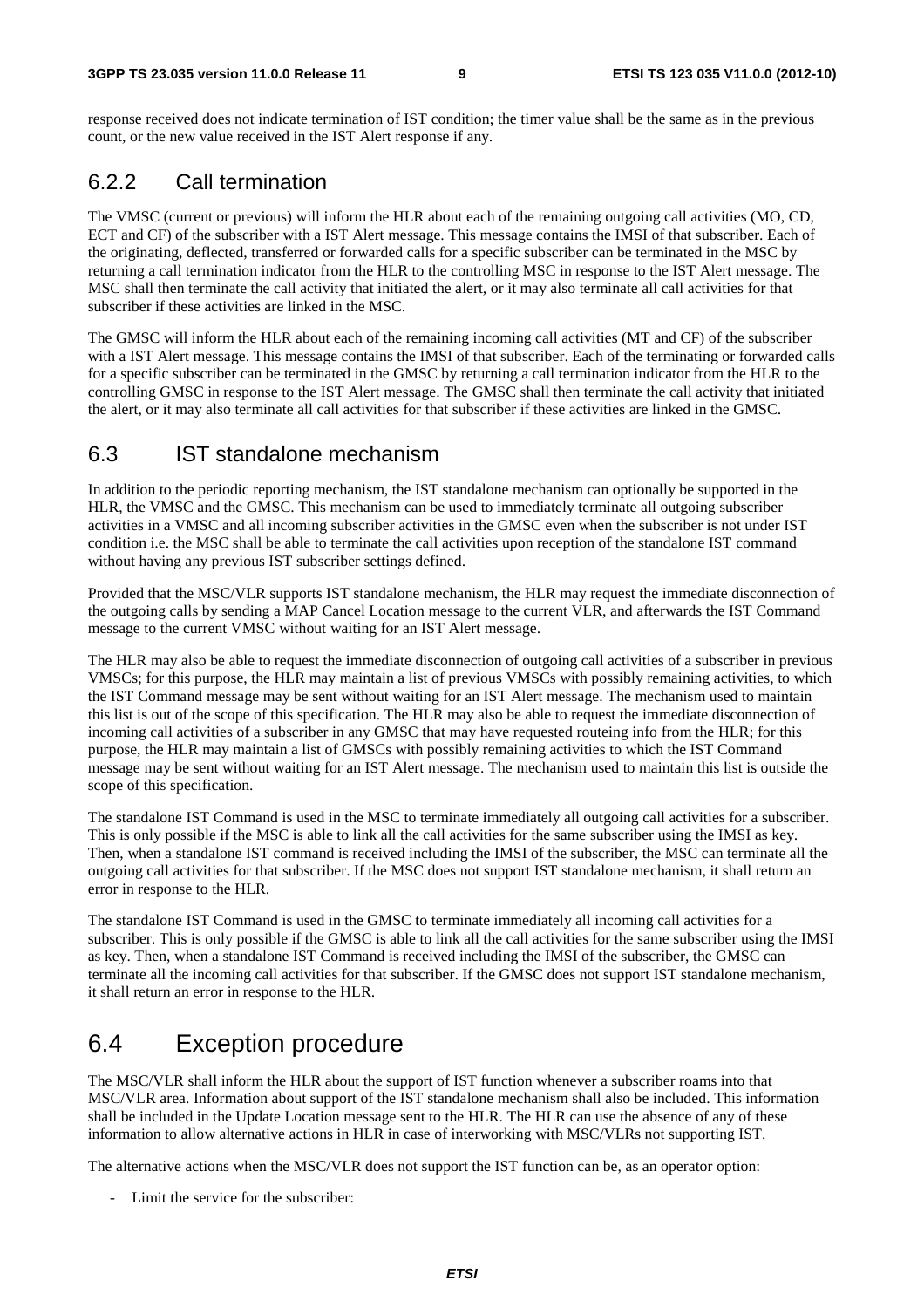response received does not indicate termination of IST condition; the timer value shall be the same as in the previous count, or the new value received in the IST Alert response if any.

### 6.2.2 Call termination

The VMSC (current or previous) will inform the HLR about each of the remaining outgoing call activities (MO, CD, ECT and CF) of the subscriber with a IST Alert message. This message contains the IMSI of that subscriber. Each of the originating, deflected, transferred or forwarded calls for a specific subscriber can be terminated in the MSC by returning a call termination indicator from the HLR to the controlling MSC in response to the IST Alert message. The MSC shall then terminate the call activity that initiated the alert, or it may also terminate all call activities for that subscriber if these activities are linked in the MSC.

The GMSC will inform the HLR about each of the remaining incoming call activities (MT and CF) of the subscriber with a IST Alert message. This message contains the IMSI of that subscriber. Each of the terminating or forwarded calls for a specific subscriber can be terminated in the GMSC by returning a call termination indicator from the HLR to the controlling GMSC in response to the IST Alert message. The GMSC shall then terminate the call activity that initiated the alert, or it may also terminate all call activities for that subscriber if these activities are linked in the GMSC.

## 6.3 IST standalone mechanism

In addition to the periodic reporting mechanism, the IST standalone mechanism can optionally be supported in the HLR, the VMSC and the GMSC. This mechanism can be used to immediately terminate all outgoing subscriber activities in a VMSC and all incoming subscriber activities in the GMSC even when the subscriber is not under IST condition i.e. the MSC shall be able to terminate the call activities upon reception of the standalone IST command without having any previous IST subscriber settings defined.

Provided that the MSC/VLR supports IST standalone mechanism, the HLR may request the immediate disconnection of the outgoing calls by sending a MAP Cancel Location message to the current VLR, and afterwards the IST Command message to the current VMSC without waiting for an IST Alert message.

The HLR may also be able to request the immediate disconnection of outgoing call activities of a subscriber in previous VMSCs; for this purpose, the HLR may maintain a list of previous VMSCs with possibly remaining activities, to which the IST Command message may be sent without waiting for an IST Alert message. The mechanism used to maintain this list is out of the scope of this specification. The HLR may also be able to request the immediate disconnection of incoming call activities of a subscriber in any GMSC that may have requested routeing info from the HLR; for this purpose, the HLR may maintain a list of GMSCs with possibly remaining activities to which the IST Command message may be sent without waiting for an IST Alert message. The mechanism used to maintain this list is outside the scope of this specification.

The standalone IST Command is used in the MSC to terminate immediately all outgoing call activities for a subscriber. This is only possible if the MSC is able to link all the call activities for the same subscriber using the IMSI as key. Then, when a standalone IST command is received including the IMSI of the subscriber, the MSC can terminate all the outgoing call activities for that subscriber. If the MSC does not support IST standalone mechanism, it shall return an error in response to the HLR.

The standalone IST Command is used in the GMSC to terminate immediately all incoming call activities for a subscriber. This is only possible if the GMSC is able to link all the call activities for the same subscriber using the IMSI as key. Then, when a standalone IST Command is received including the IMSI of the subscriber, the GMSC can terminate all the incoming call activities for that subscriber. If the GMSC does not support IST standalone mechanism, it shall return an error in response to the HLR.

## 6.4 Exception procedure

The MSC/VLR shall inform the HLR about the support of IST function whenever a subscriber roams into that MSC/VLR area. Information about support of the IST standalone mechanism shall also be included. This information shall be included in the Update Location message sent to the HLR. The HLR can use the absence of any of these information to allow alternative actions in HLR in case of interworking with MSC/VLRs not supporting IST.

The alternative actions when the MSC/VLR does not support the IST function can be, as an operator option:

- Limit the service for the subscriber: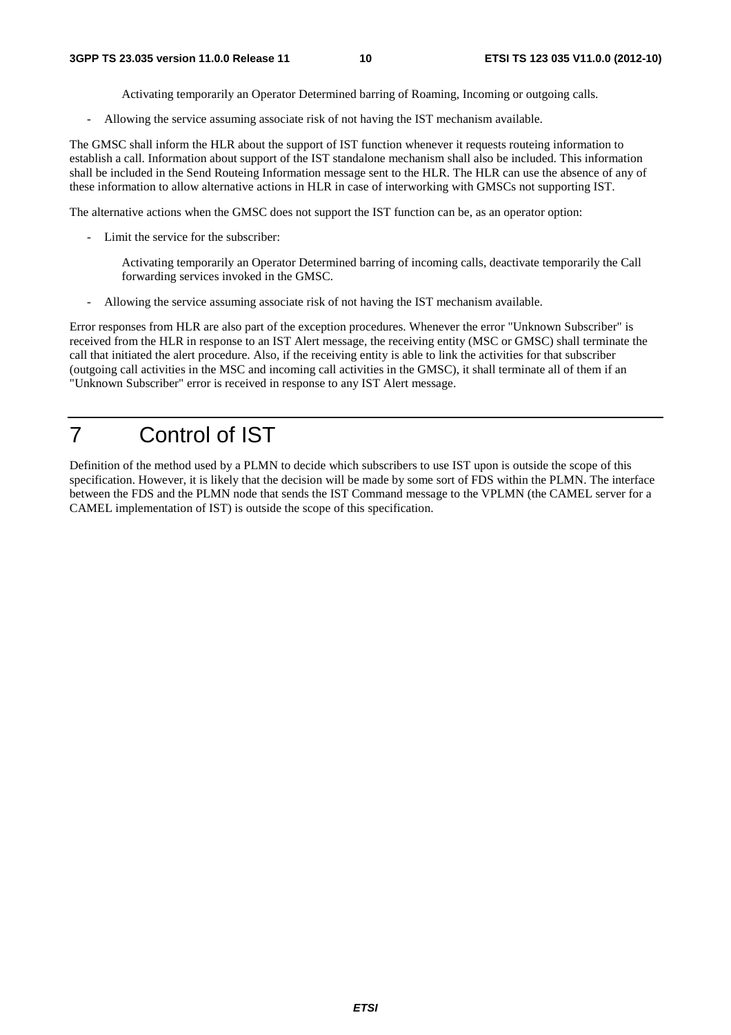Activating temporarily an Operator Determined barring of Roaming, Incoming or outgoing calls.

- Allowing the service assuming associate risk of not having the IST mechanism available.

The GMSC shall inform the HLR about the support of IST function whenever it requests routeing information to establish a call. Information about support of the IST standalone mechanism shall also be included. This information shall be included in the Send Routeing Information message sent to the HLR. The HLR can use the absence of any of these information to allow alternative actions in HLR in case of interworking with GMSCs not supporting IST.

The alternative actions when the GMSC does not support the IST function can be, as an operator option:

- Limit the service for the subscriber:

  Activating temporarily an Operator Determined barring of incoming calls, deactivate temporarily the Call forwarding services invoked in the GMSC.

- Allowing the service assuming associate risk of not having the IST mechanism available.

Error responses from HLR are also part of the exception procedures. Whenever the error "Unknown Subscriber" is received from the HLR in response to an IST Alert message, the receiving entity (MSC or GMSC) shall terminate the call that initiated the alert procedure. Also, if the receiving entity is able to link the activities for that subscriber (outgoing call activities in the MSC and incoming call activities in the GMSC), it shall terminate all of them if an "Unknown Subscriber" error is received in response to any IST Alert message.

# 7 Control of IST

Definition of the method used by a PLMN to decide which subscribers to use IST upon is outside the scope of this specification. However, it is likely that the decision will be made by some sort of FDS within the PLMN. The interface between the FDS and the PLMN node that sends the IST Command message to the VPLMN (the CAMEL server for a CAMEL implementation of IST) is outside the scope of this specification.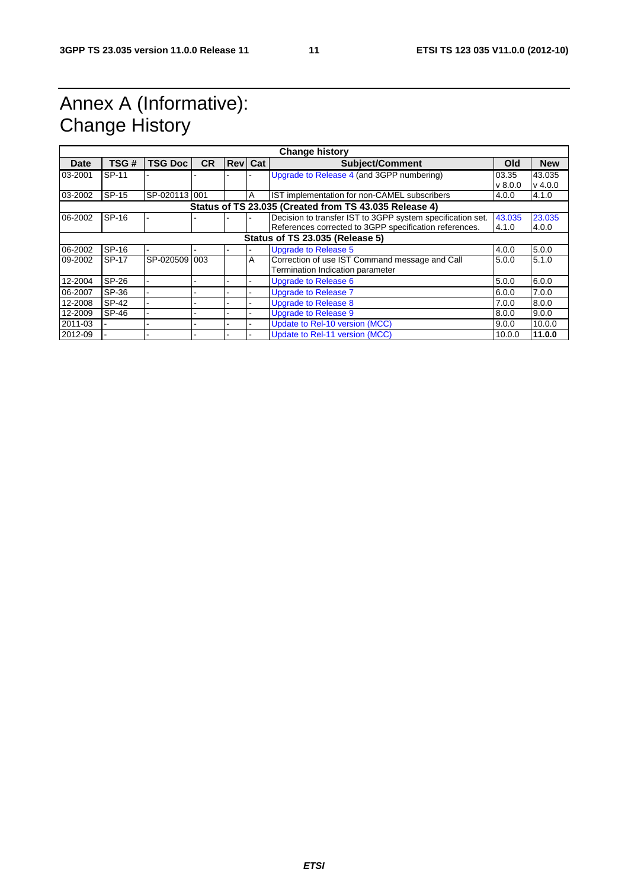# Annex A (Informative): Change History

| Change history | | | | | | | | |
|---|---|---|---|---|---|---|---|---|
| **Date** | **TSG #** | **TSG Doc** | **CR** | **Rev** | **Cat** | **Subject/Comment** | **Old** | **New** |
| 03-2001 | SP-11 | - | - | - | - | Upgrade to Release 4 (and 3GPP numbering) | 03.35 v 8.0.0 | 43.035 v 4.0.0 |
| 03-2002 | SP-15 | SP-020113 | 001 | | A | IST implementation for non-CAMEL subscribers | 4.0.0 | 4.1.0 |
| **Status of TS 23.035 (Created from TS 43.035 Release 4)** | | | | | | | | |
| 06-2002 | SP-16 | - | - | - | - | Decision to transfer IST to 3GPP system specification set. References corrected to 3GPP specification references. | 43.035 4.1.0 | 23.035 4.0.0 |
| **Status of TS 23.035 (Release 5)** | | | | | | | | |
| 06-2002 | SP-16 | - | - | - | - | Upgrade to Release 5 | 4.0.0 | 5.0.0 |
| 09-2002 | SP-17 | SP-020509 | 003 | | A | Correction of use IST Command message and Call Termination Indication parameter | 5.0.0 | 5.1.0 |
| 12-2004 | SP-26 | - | - | - | - | Upgrade to Release 6 | 5.0.0 | 6.0.0 |
| 06-2007 | SP-36 | - | - | - | - | Upgrade to Release 7 | 6.0.0 | 7.0.0 |
| 12-2008 | SP-42 | - | - | - | - | Upgrade to Release 8 | 7.0.0 | 8.0.0 |
| 12-2009 | SP-46 | - | - | - | - | Upgrade to Release 9 | 8.0.0 | 9.0.0 |
| 2011-03 | - | - | - | - | - | Update to Rel-10 version (MCC) | 9.0.0 | 10.0.0 |
| 2012-09 | - | - | - | - | - | Update to Rel-11 version (MCC) | 10.0.0 | **11.0.0** |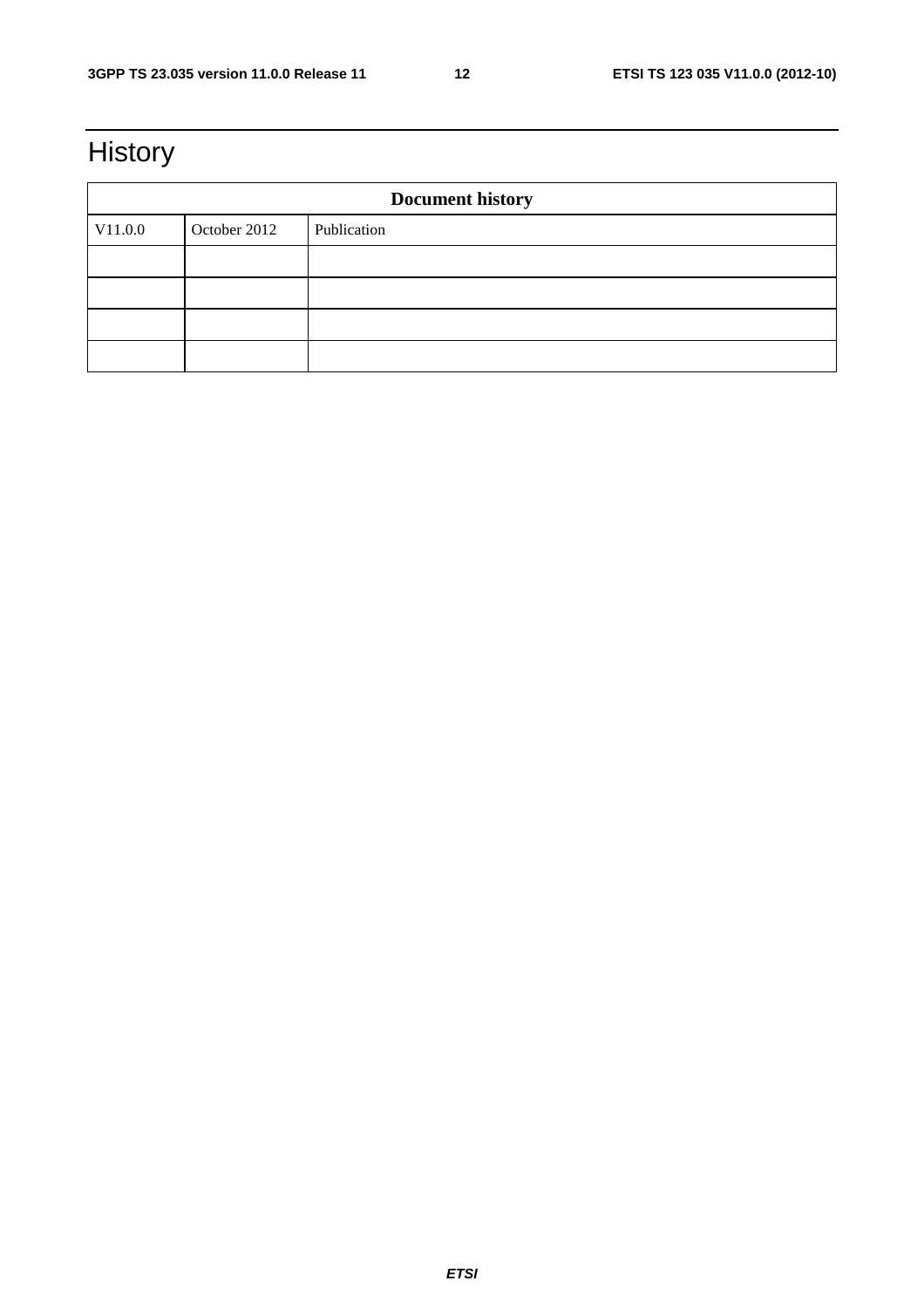# History

| Document history | | |
|---|---|---|
| V11.0.0 | October 2012 | Publication |
| | | |
| | | |
| | | |
| | | |